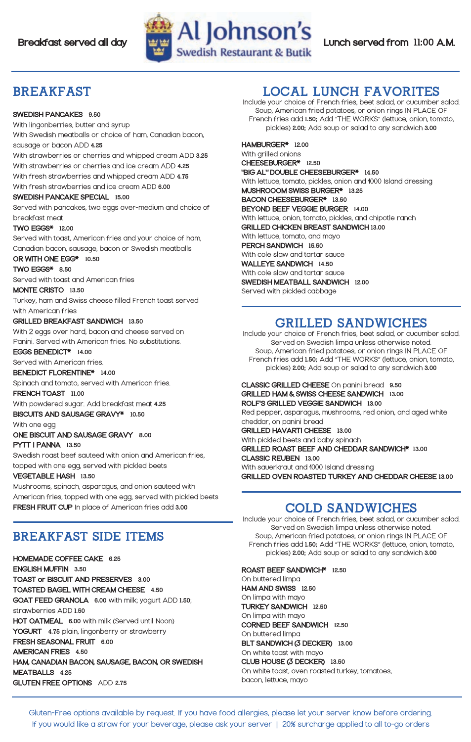Breakfast served all day

# Al Johnson's Swedish Restaurant & Butik

Lunch served from 11:00 A.M.

## BREAKFAST

**SWEDISH PANCAKES** 9.50
With lingonberries, butter and syrup
With Swedish meatballs or choice of ham, Canadian bacon, sausage or bacon ADD **4.25**
With strawberries or cherries and whipped cream ADD **3.25**
With strawberries or cherries and ice cream ADD **4.25**
With fresh strawberries and whipped cream ADD **4.75**
With fresh strawberries and ice cream ADD **6.00**

**SWEDISH PANCAKE SPECIAL** 15.00
Served with pancakes, two eggs over-medium and choice of breakfast meat

**TWO EGGS*** 12.00
Served with toast, American fries and your choice of ham, Canadian bacon, sausage, bacon or Swedish meatballs

**OR WITH ONE EGG*** 10.50

**TWO EGGS*** 8.50
Served with toast and American fries

**MONTE CRISTO** 13.50
Turkey, ham and Swiss cheese filled French toast served with American fries

**GRILLED BREAKFAST SANDWICH** 13.50
With 2 eggs over hard, bacon and cheese served on Panini. Served with American fries. No substitutions.

**EGGS BENEDICT*** 14.00
Served with American fries.

**BENEDICT FLORENTINE*** 14.00
Spinach and tomato, served with American fries.

**FRENCH TOAST** 11.00
With powdered sugar. Add breakfast meat **4.25**

**BISCUITS AND SAUSAGE GRAVY*** 10.50
With one egg

**ONE BISCUIT AND SAUSAGE GRAVY** 8.00

**PYTT I PANNA** 13.50
Swedish roast beef sauteed with onion and American fries, topped with one egg, served with pickled beets

**VEGETABLE HASH** 13.50
Mushrooms, spinach, asparagus, and onion sauteed with American fries, topped with one egg, served with pickled beets

**FRESH FRUIT CUP** In place of American fries add **3.00**

## BREAKFAST SIDE ITEMS

**HOMEMADE COFFEE CAKE** 6.25
**ENGLISH MUFFIN** 3.50
**TOAST or BISCUIT AND PRESERVES** 3.00
**TOASTED BAGEL WITH CREAM CHEESE** 4.50
**GOAT FEED GRANOLA** 6.00 with milk; yogurt ADD **1.50**; strawberries ADD **1.50**
**HOT OATMEAL** 6.00 with milk (Served until Noon)
**YOGURT** 4.75 plain, lingonberry or strawberry
**FRESH SEASONAL FRUIT** 6.00
**AMERICAN FRIES** 4.50
**HAM, CANADIAN BACON, SAUSAGE, BACON, OR SWEDISH MEATBALLS** 4.25
**GLUTEN FREE OPTIONS** ADD **2.75**

## LOCAL LUNCH FAVORITES

Include your choice of French fries, beet salad, or cucumber salad. Soup, American fried potatoes, or onion rings IN PLACE OF French fries add **1.50;** Add "THE WORKS" (lettuce, onion, tomato, pickles) **2.00;** Add soup or salad to any sandwich **3.00**

**HAMBURGER*** 12.00
With grilled onions

**CHEESEBURGER*** 12.50

**"BIG AL" DOUBLE CHEESEBURGER*** 14.50
With lettuce, tomato, pickles, onion and 1000 Island dressing

**MUSHROOOM SWISS BURGER*** 13.25

**BACON CHEESEBURGER*** 13.50

**BEYOND BEEF VEGGIE BURGER** 14.00
With lettuce, onion, tomato, pickles, and chipotle ranch

**GRILLED CHICKEN BREAST SANDWICH** 13.00
With lettuce, tomato, and mayo

**PERCH SANDWICH** 15.50
With cole slaw and tartar sauce

**WALLEYE SANDWICH** 14.50
With cole slaw and tartar sauce

**SWEDISH MEATBALL SANDWICH** 12.00
Served with pickled cabbage

## GRILLED SANDWICHES

Include your choice of French fries, beet salad, or cucumber salad. Served on Swedish limpa unless otherwise noted. Soup, American fried potatoes, or onion rings IN PLACE OF French fries add **1.50;** Add "THE WORKS" (lettuce, onion, tomato, pickles) **2.00;** Add soup or salad to any sandwich **3.00**

**CLASSIC GRILLED CHEESE** On panini bread 9.50

**GRILLED HAM & SWISS CHEESE SANDWICH** 13.00

**ROLF'S GRILLED VEGGIE SANDWICH** 13.00
Red pepper, asparagus, mushrooms, red onion, and aged white cheddar, on panini bread

**GRILLED HAVARTI CHEESE** 13.00
With pickled beets and baby spinach

**GRILLED ROAST BEEF AND CHEDDAR SANDWICH*** 13.00

**CLASSIC REUBEN** 13.00
With sauerkraut and 1000 Island dressing

**GRILLED OVEN ROASTED TURKEY AND CHEDDAR CHEESE** 13.00

## COLD SANDWICHES

Include your choice of French fries, beet salad, or cucumber salad. Served on Swedish limpa unless otherwise noted. Soup, American fried potatoes, or onion rings IN PLACE OF French fries add **1.50;** Add "THE WORKS" (lettuce, onion, tomato, pickles) **2.00;** Add soup or salad to any sandwich **3.00**

**ROAST BEEF SANDWICH*** 12.50
On buttered limpa

**HAM AND SWISS** 12.50
On limpa with mayo

**TURKEY SANDWICH** 12.50
On limpa with mayo

**CORNED BEEF SANDWICH** 12.50
On buttered limpa

**BLT SANDWICH (3 DECKER)** 13.00
On white toast with mayo

**CLUB HOUSE (3 DECKER)** 13.50
On white toast, oven roasted turkey, tomatoes, bacon, lettuce, mayo

Gluten-Free options available by request. If you have food allergies, please let your server know before ordering.
If you would like a straw for your beverage, please ask your server | 20% surcharge applied to all to-go orders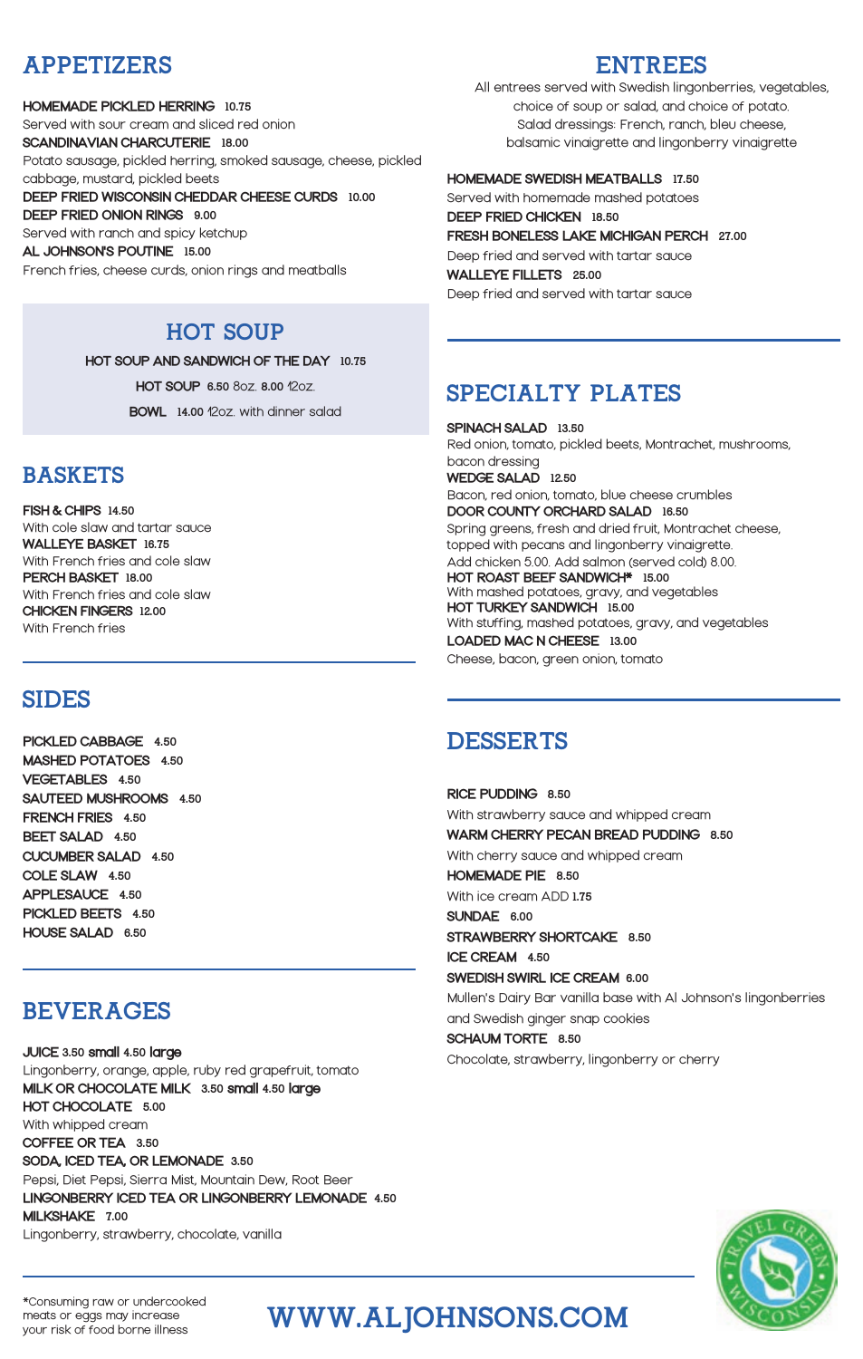## APPETIZERS

**HOMEMADE PICKLED HERRING** 10.75
Served with sour cream and sliced red onion
**SCANDINAVIAN CHARCUTERIE** 18.00
Potato sausage, pickled herring, smoked sausage, cheese, pickled cabbage, mustard, pickled beets
**DEEP FRIED WISCONSIN CHEDDAR CHEESE CURDS** 10.00
**DEEP FRIED ONION RINGS** 9.00
Served with ranch and spicy ketchup
**AL JOHNSON'S POUTINE** 15.00
French fries, cheese curds, onion rings and meatballs

## HOT SOUP

**HOT SOUP AND SANDWICH OF THE DAY** 10.75

**HOT SOUP** 6.50 8oz. 8.00 12oz.

**BOWL** 14.00 12oz. with dinner salad

## BASKETS

**FISH & CHIPS** 14.50
With cole slaw and tartar sauce
**WALLEYE BASKET** 16.75
With French fries and cole slaw
**PERCH BASKET** 18.00
With French fries and cole slaw
**CHICKEN FINGERS** 12.00
With French fries

## SIDES

**PICKLED CABBAGE** 4.50
**MASHED POTATOES** 4.50
**VEGETABLES** 4.50
**SAUTEED MUSHROOMS** 4.50
**FRENCH FRIES** 4.50
**BEET SALAD** 4.50
**CUCUMBER SALAD** 4.50
**COLE SLAW** 4.50
**APPLESAUCE** 4.50
**PICKLED BEETS** 4.50
**HOUSE SALAD** 6.50

## BEVERAGES

**JUICE** 3.50 **small** 4.50 **large**
Lingonberry, orange, apple, ruby red grapefruit, tomato
**MILK OR CHOCOLATE MILK** 3.50 **small** 4.50 **large**
**HOT CHOCOLATE** 5.00
With whipped cream
**COFFEE OR TEA** 3.50
**SODA, ICED TEA, OR LEMONADE** 3.50
Pepsi, Diet Pepsi, Sierra Mist, Mountain Dew, Root Beer
**LINGONBERRY ICED TEA OR LINGONBERRY LEMONADE** 4.50
**MILKSHAKE** 7.00
Lingonberry, strawberry, chocolate, vanilla

## ENTREES

All entrees served with Swedish lingonberries, vegetables, choice of soup or salad, and choice of potato.
Salad dressings: French, ranch, bleu cheese, balsamic vinaigrette and lingonberry vinaigrette

**HOMEMADE SWEDISH MEATBALLS** 17.50
Served with homemade mashed potatoes
**DEEP FRIED CHICKEN** 18.50
**FRESH BONELESS LAKE MICHIGAN PERCH** 27.00
Deep fried and served with tartar sauce
**WALLEYE FILLETS** 25.00
Deep fried and served with tartar sauce

## SPECIALTY PLATES

**SPINACH SALAD** 13.50
Red onion, tomato, pickled beets, Montrachet, mushrooms, bacon dressing
**WEDGE SALAD** 12.50
Bacon, red onion, tomato, blue cheese crumbles
**DOOR COUNTY ORCHARD SALAD** 16.50
Spring greens, fresh and dried fruit, Montrachet cheese, topped with pecans and lingonberry vinaigrette.
Add chicken 5.00. Add salmon (served cold) 8.00.
**HOT ROAST BEEF SANDWICH*** 15.00
With mashed potatoes, gravy, and vegetables
**HOT TURKEY SANDWICH** 15.00
With stuffing, mashed potatoes, gravy, and vegetables
**LOADED MAC N CHEESE** 13.00
Cheese, bacon, green onion, tomato

## DESSERTS

**RICE PUDDING** 8.50
With strawberry sauce and whipped cream
**WARM CHERRY PECAN BREAD PUDDING** 8.50
With cherry sauce and whipped cream
**HOMEMADE PIE** 8.50
With ice cream ADD 1.75
**SUNDAE** 6.00
**STRAWBERRY SHORTCAKE** 8.50
**ICE CREAM** 4.50
**SWEDISH SWIRL ICE CREAM** 6.00
Mullen's Dairy Bar vanilla base with Al Johnson's lingonberries and Swedish ginger snap cookies
**SCHAUM TORTE** 8.50
Chocolate, strawberry, lingonberry or cherry

*Consuming raw or undercooked meats or eggs may increase your risk of food borne illness

**WWW.ALJOHNSONS.COM**

TRAVEL GREEN WISCONSIN